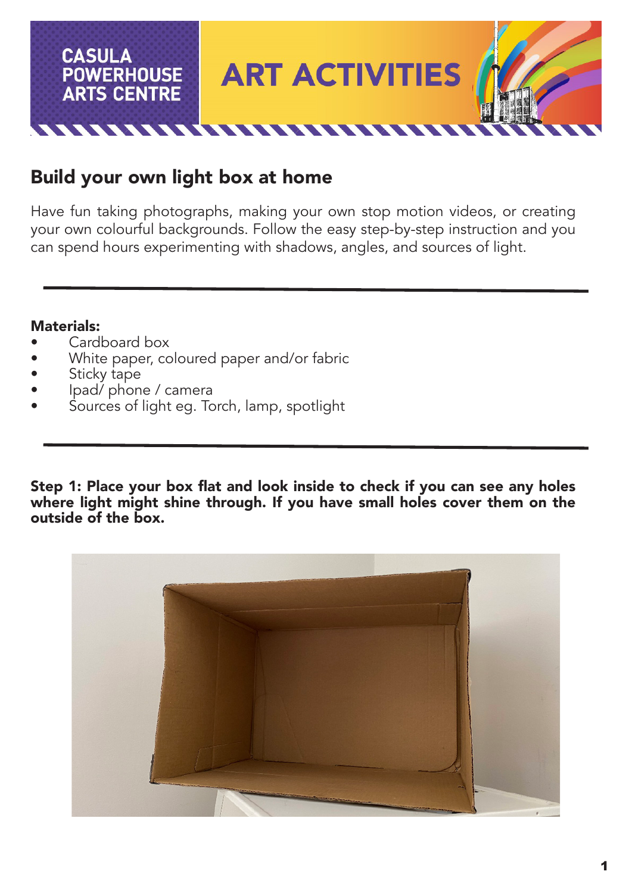CASULA POWERHOUSE ARTS CENTRE

# ART ACTIVITIES

## Build your own light box at home

Have fun taking photographs, making your own stop motion videos, or creating your own colourful backgrounds. Follow the easy step-by-step instruction and you can spend hours experimenting with shadows, angles, and sources of light.

---

**Materials:**

- Cardboard box
- White paper, coloured paper and/or fabric
- Sticky tape
- Ipad/ phone / camera
- Sources of light eg. Torch, lamp, spotlight

---

**Step 1: Place your box flat and look inside to check if you can see any holes where light might shine through. If you have small holes cover them on the outside of the box.**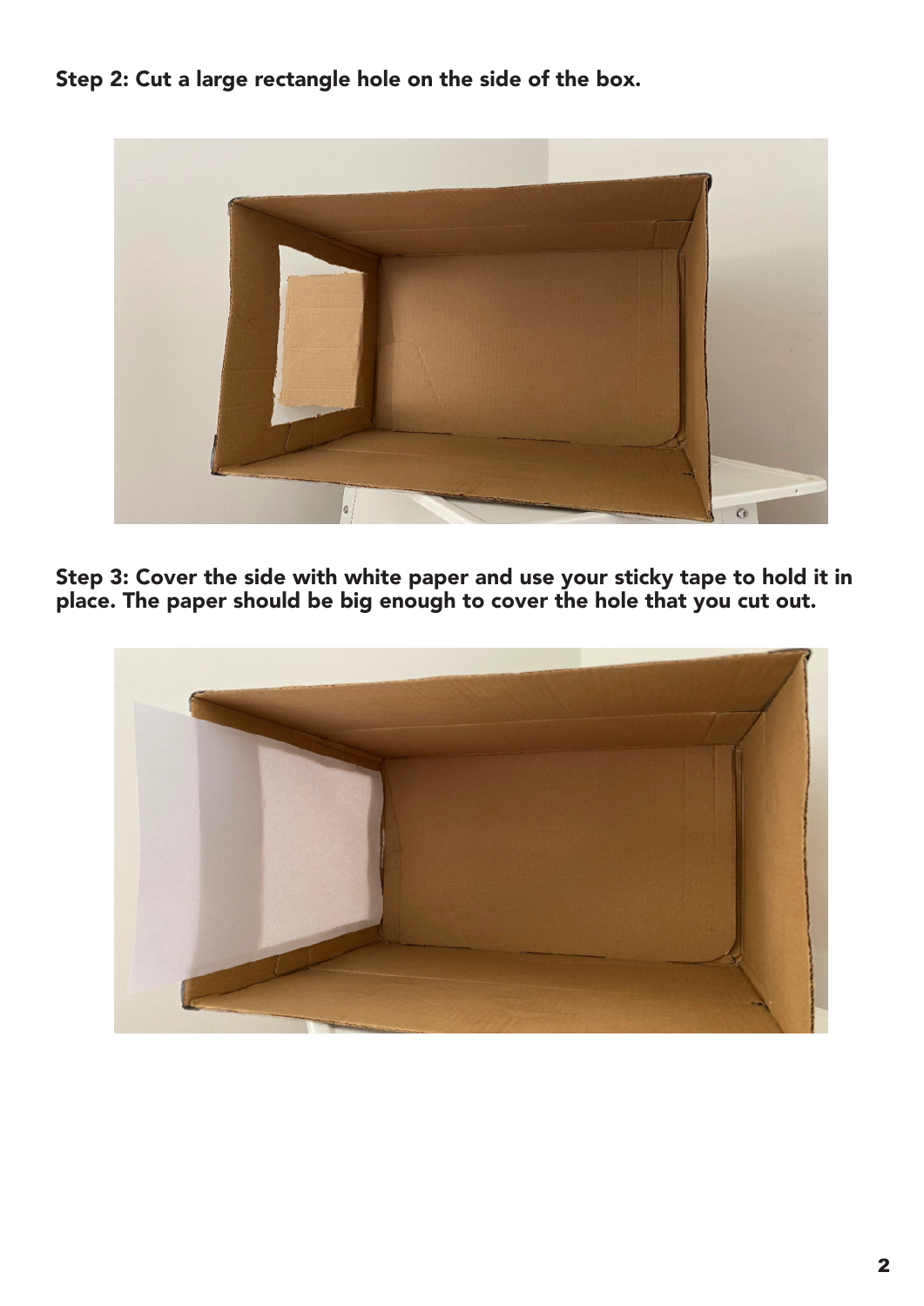**Step 2: Cut a large rectangle hole on the side of the box.**

**Step 3: Cover the side with white paper and use your sticky tape to hold it in place. The paper should be big enough to cover the hole that you cut out.**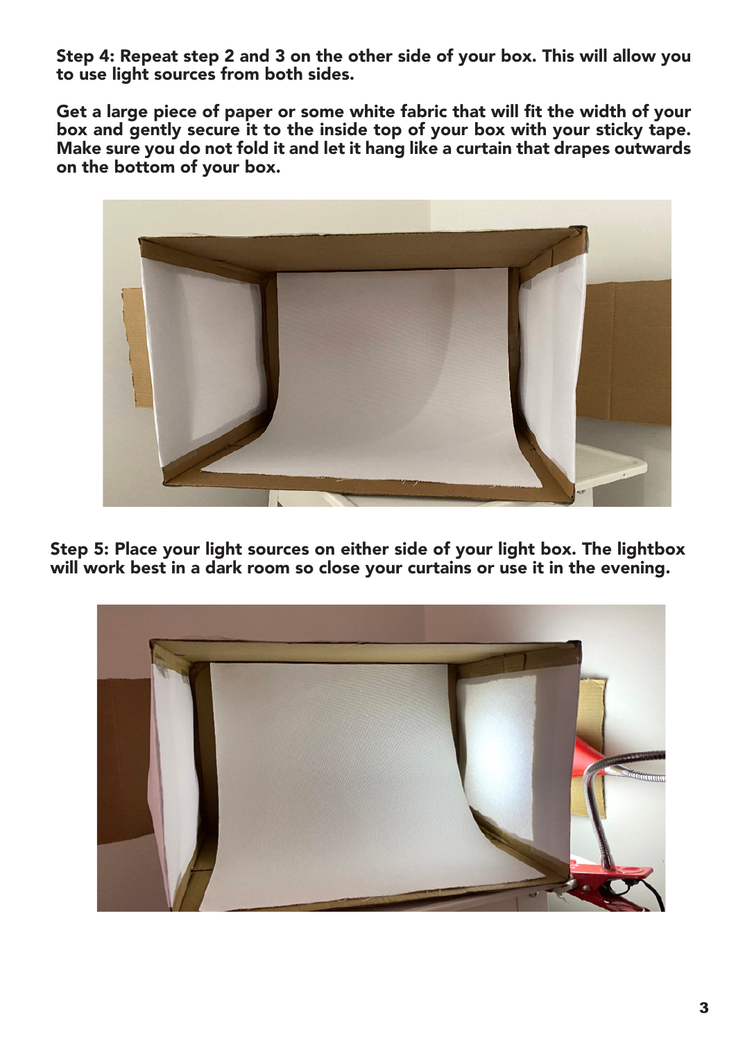**Step 4: Repeat step 2 and 3 on the other side of your box. This will allow you to use light sources from both sides.**

**Get a large piece of paper or some white fabric that will fit the width of your box and gently secure it to the inside top of your box with your sticky tape. Make sure you do not fold it and let it hang like a curtain that drapes outwards on the bottom of your box.**

**Step 5: Place your light sources on either side of your light box. The lightbox will work best in a dark room so close your curtains or use it in the evening.**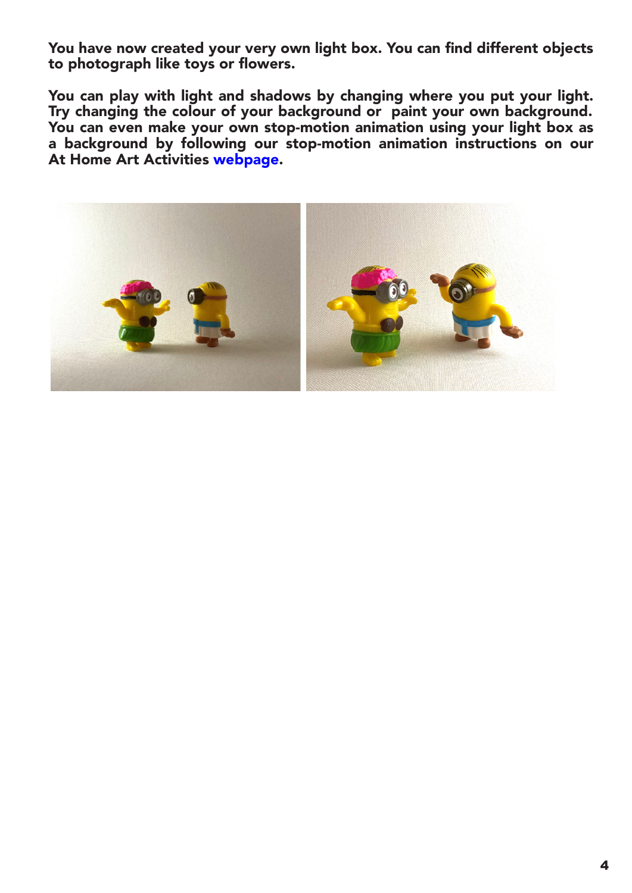**You have now created your very own light box. You can find different objects to photograph like toys or flowers.**

**You can play with light and shadows by changing where you put your light. Try changing the colour of your background or paint your own background. You can even make your own stop-motion animation using your light box as a background by following our stop-motion animation instructions on our At Home Art Activities webpage.**